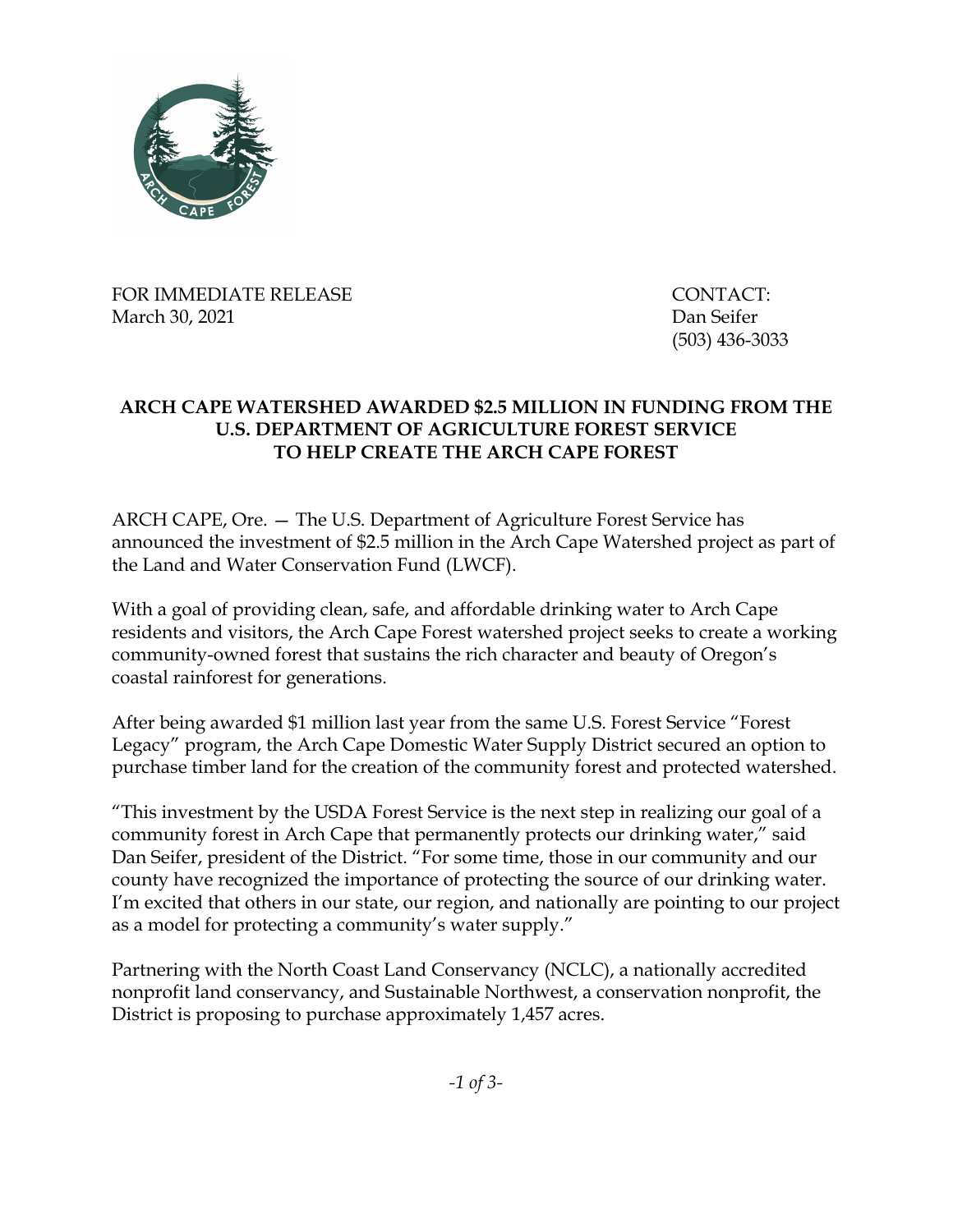FOR IMMEDIATE RELEASE
March 30, 2021

CONTACT:
Dan Seifer
(503) 436-3033

## ARCH CAPE WATERSHED AWARDED $2.5 MILLION IN FUNDING FROM THE U.S. DEPARTMENT OF AGRICULTURE FOREST SERVICE TO HELP CREATE THE ARCH CAPE FOREST

ARCH CAPE, Ore. — The U.S. Department of Agriculture Forest Service has announced the investment of $2.5 million in the Arch Cape Watershed project as part of the Land and Water Conservation Fund (LWCF).

With a goal of providing clean, safe, and affordable drinking water to Arch Cape residents and visitors, the Arch Cape Forest watershed project seeks to create a working community-owned forest that sustains the rich character and beauty of Oregon's coastal rainforest for generations.

After being awarded $1 million last year from the same U.S. Forest Service "Forest Legacy" program, the Arch Cape Domestic Water Supply District secured an option to purchase timber land for the creation of the community forest and protected watershed.

"This investment by the USDA Forest Service is the next step in realizing our goal of a community forest in Arch Cape that permanently protects our drinking water," said Dan Seifer, president of the District. "For some time, those in our community and our county have recognized the importance of protecting the source of our drinking water. I'm excited that others in our state, our region, and nationally are pointing to our project as a model for protecting a community's water supply."

Partnering with the North Coast Land Conservancy (NCLC), a nationally accredited nonprofit land conservancy, and Sustainable Northwest, a conservation nonprofit, the District is proposing to purchase approximately 1,457 acres.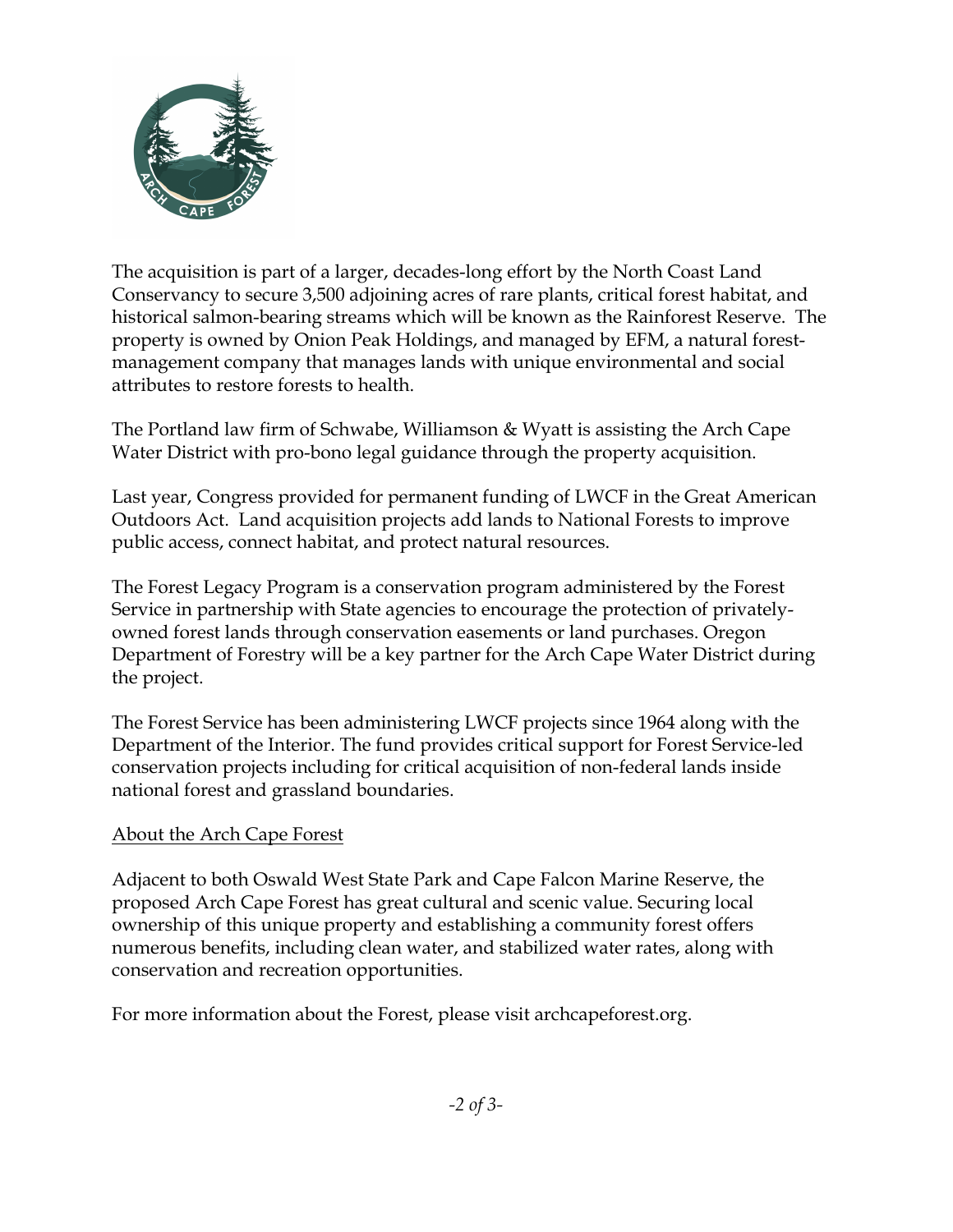The acquisition is part of a larger, decades-long effort by the North Coast Land Conservancy to secure 3,500 adjoining acres of rare plants, critical forest habitat, and historical salmon-bearing streams which will be known as the Rainforest Reserve. The property is owned by Onion Peak Holdings, and managed by EFM, a natural forest-management company that manages lands with unique environmental and social attributes to restore forests to health.

The Portland law firm of Schwabe, Williamson & Wyatt is assisting the Arch Cape Water District with pro-bono legal guidance through the property acquisition.

Last year, Congress provided for permanent funding of LWCF in the Great American Outdoors Act. Land acquisition projects add lands to National Forests to improve public access, connect habitat, and protect natural resources.

The Forest Legacy Program is a conservation program administered by the Forest Service in partnership with State agencies to encourage the protection of privately-owned forest lands through conservation easements or land purchases. Oregon Department of Forestry will be a key partner for the Arch Cape Water District during the project.

The Forest Service has been administering LWCF projects since 1964 along with the Department of the Interior. The fund provides critical support for Forest Service-led conservation projects including for critical acquisition of non-federal lands inside national forest and grassland boundaries.

## About the Arch Cape Forest

Adjacent to both Oswald West State Park and Cape Falcon Marine Reserve, the proposed Arch Cape Forest has great cultural and scenic value. Securing local ownership of this unique property and establishing a community forest offers numerous benefits, including clean water, and stabilized water rates, along with conservation and recreation opportunities.

For more information about the Forest, please visit archcapeforest.org.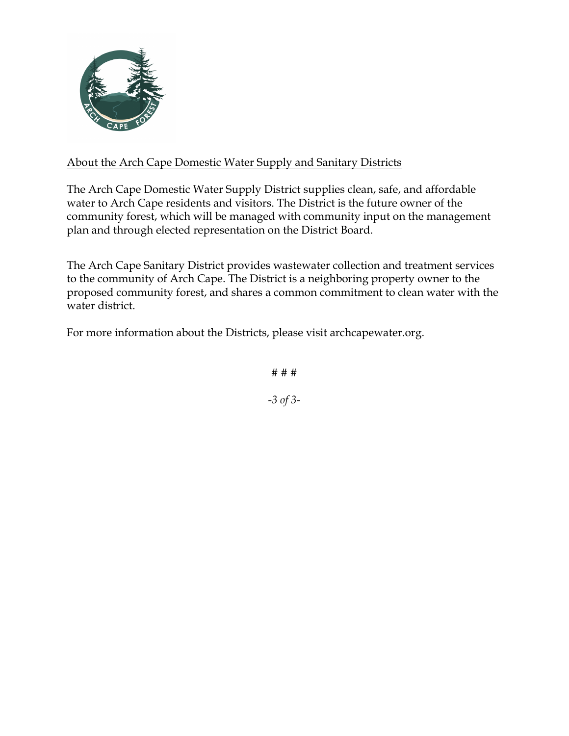About the Arch Cape Domestic Water Supply and Sanitary Districts

The Arch Cape Domestic Water Supply District supplies clean, safe, and affordable water to Arch Cape residents and visitors. The District is the future owner of the community forest, which will be managed with community input on the management plan and through elected representation on the District Board.

The Arch Cape Sanitary District provides wastewater collection and treatment services to the community of Arch Cape. The District is a neighboring property owner to the proposed community forest, and shares a common commitment to clean water with the water district.

For more information about the Districts, please visit archcapewater.org.

# # #